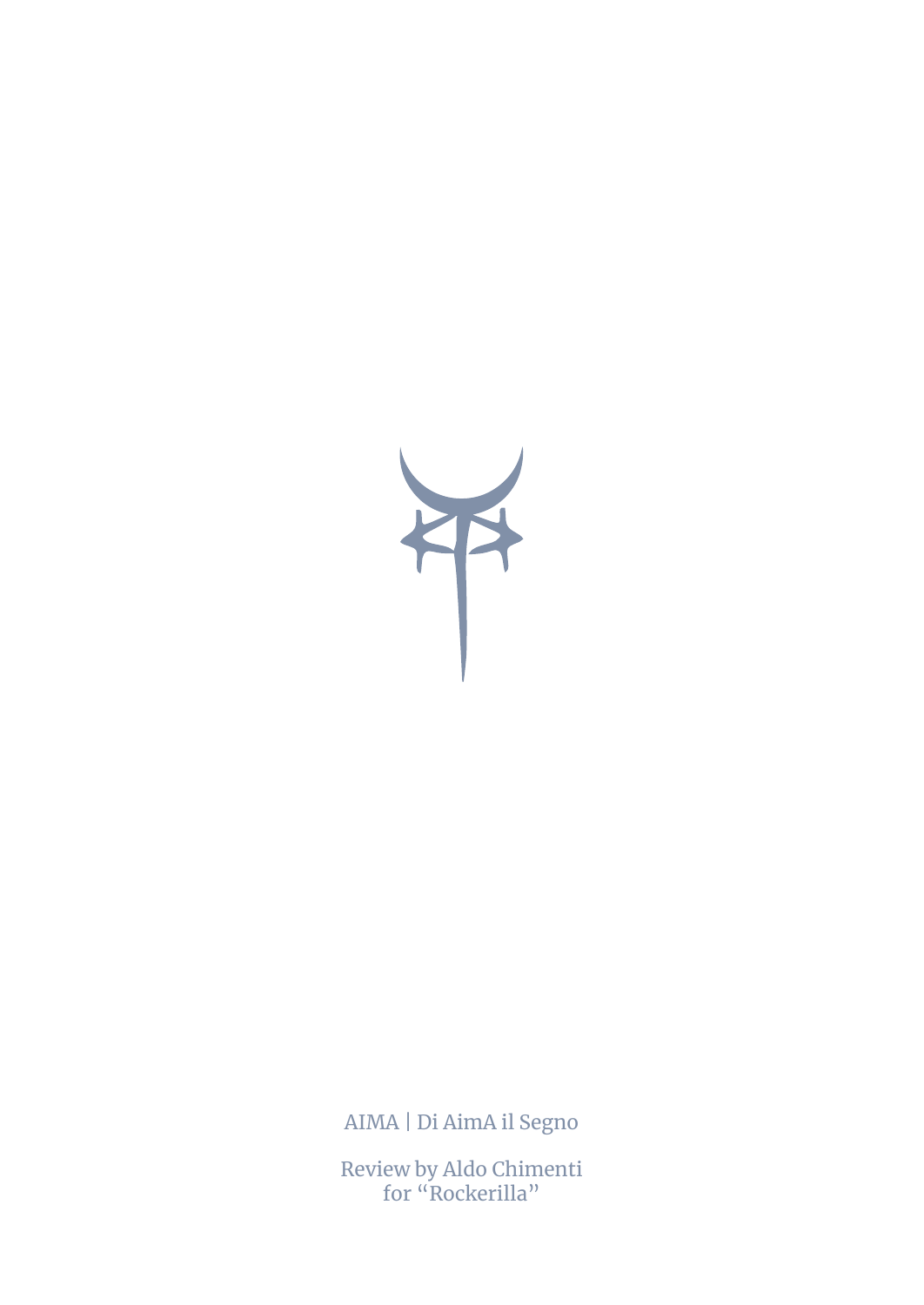AIMA | Di AimA il Segno

Review by Aldo Chimenti
for "Rockerilla"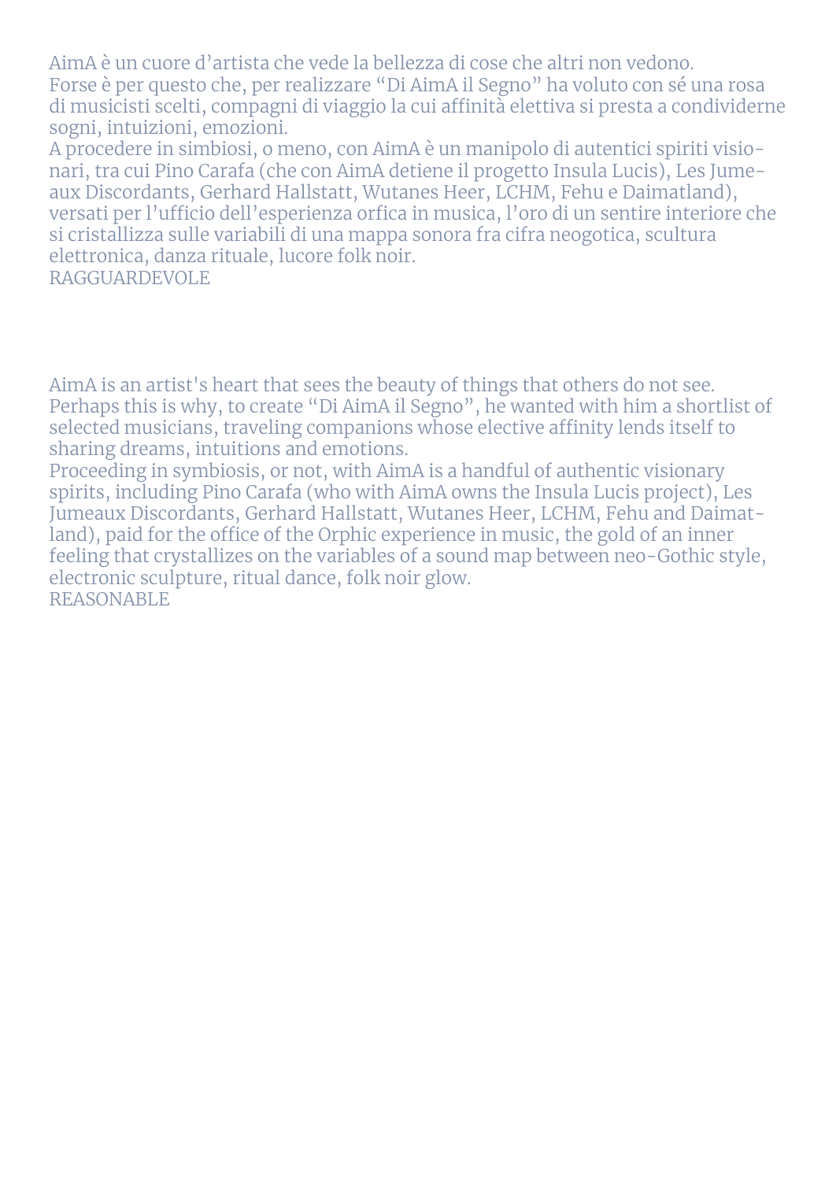AimA è un cuore d'artista che vede la bellezza di cose che altri non vedono.
Forse è per questo che, per realizzare "Di AimA il Segno" ha voluto con sé una rosa di musicisti scelti, compagni di viaggio la cui affinità elettiva si presta a condividerne sogni, intuizioni, emozioni.
A procedere in simbiosi, o meno, con AimA è un manipolo di autentici spiriti visionari, tra cui Pino Carafa (che con AimA detiene il progetto Insula Lucis), Les Jumeaux Discordants, Gerhard Hallstatt, Wutanes Heer, LCHM, Fehu e Daimatland), versati per l'ufficio dell'esperienza orfica in musica, l'oro di un sentire interiore che si cristallizza sulle variabili di una mappa sonora fra cifra neogotica, scultura elettronica, danza rituale, lucore folk noir.
RAGGUARDEVOLE

AimA is an artist's heart that sees the beauty of things that others do not see.
Perhaps this is why, to create "Di AimA il Segno", he wanted with him a shortlist of selected musicians, traveling companions whose elective affinity lends itself to sharing dreams, intuitions and emotions.
Proceeding in symbiosis, or not, with AimA is a handful of authentic visionary spirits, including Pino Carafa (who with AimA owns the Insula Lucis project), Les Jumeaux Discordants, Gerhard Hallstatt, Wutanes Heer, LCHM, Fehu and Daimatland), paid for the office of the Orphic experience in music, the gold of an inner feeling that crystallizes on the variables of a sound map between neo-Gothic style, electronic sculpture, ritual dance, folk noir glow.
REASONABLE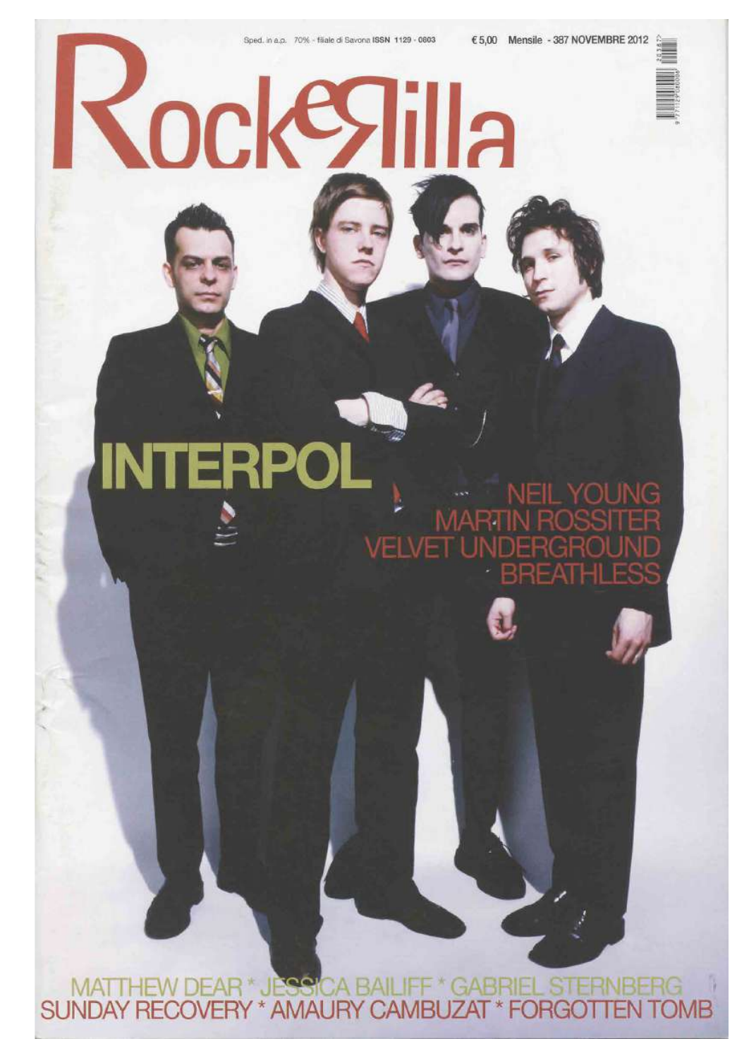Sped. in a.p. 70% - filiale di Savona ISSN 1129 - 0603 €5,00 Mensile - 387 NOVEMBRE 2012

# RockeRilla

## INTERPOL

NEIL YOUNG
MARTIN ROSSITER
VELVET UNDERGROUND
BREATHLESS

MATTHEW DEAR * JESSICA BAILIFF * GABRIEL STERNBERG
SUNDAY RECOVERY * AMAURY CAMBUZAT * FORGOTTEN TOMB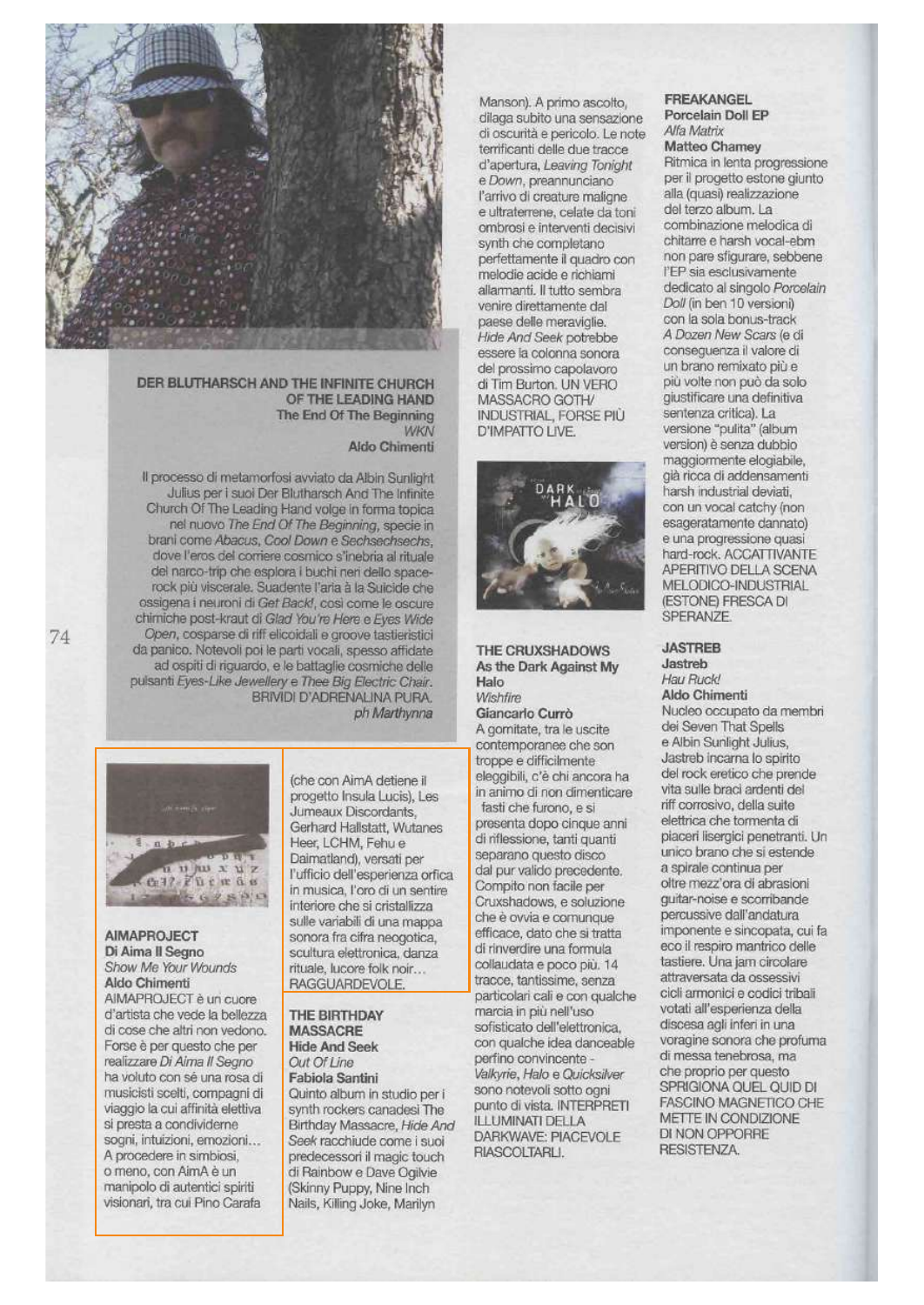## DER BLUTHARSCH AND THE INFINITE CHURCH OF THE LEADING HAND

**The End Of The Beginning**
*WKN*
**Aldo Chimenti**

Il processo di metamorfosi avviato da Albin Sunlight Julius per i suoi Der Blutharsch And The Infinite Church Of The Leading Hand volge in forma topica nel nuovo *The End Of The Beginning*, specie in brani come *Abacus*, *Cool Down* e *Sechsechsechs*, dove l'eros del corriere cosmico s'inebria al rituale del narco-trip che esplora i buchi neri dello space-rock più viscerale. Suadente l'aria à la Suicide che ossigena i neuroni di *Get Back!*, così come le oscure chimiche post-kraut di *Glad You're Here* e *Eyes Wide Open*, cosparse di riff elicoidali e groove tastieristici da panico. Notevoli poi le parti vocali, spesso affidate ad ospiti di riguardo, e le battaglie cosmiche delle pulsanti *Eyes-Like Jewellery* e *Thee Big Electric Chair*. BRIVIDI D'ADRENALINA PURA.

*ph Marthynna*

## AIMAPROJECT

**Di Aima Il Segno**
*Show Me Your Wounds*
**Aldo Chimenti**

AIMAPROJECT è un cuore d'artista che vede la bellezza di cose che altri non vedono. Forse è per questo che per realizzare *Di Aima Il Segno* ha voluto con sé una rosa di musicisti scelti, compagni di viaggio la cui affinità elettiva si presta a condividerne sogni, intuizioni, emozioni… A procedere in simbiosi, o meno, con AimA è un manipolo di autentici spiriti visionari, tra cui Pino Carafa (che con AimA detiene il progetto Insula Lucis), Les Jumeaux Discordants, Gerhard Hallstatt, Wutanes Heer, LCHM, Fehu e Daimatland), versati per l'ufficio dell'esperienza orfica in musica, l'oro di un sentire interiore che si cristallizza sulle variabili di una mappa sonora fra cifra neogotica, scultura elettronica, danza rituale, lucore folk noir… RAGGUARDEVOLE.

## THE BIRTHDAY MASSACRE

**Hide And Seek**
*Out Of Line*
**Fabiola Santini**

Quinto album in studio per i synth rockers canadesi The Birthday Massacre, *Hide And Seek* racchiude come i suoi predecessori il magic touch di Rainbow e Dave Ogilvie (Skinny Puppy, Nine Inch Nails, Killing Joke, Marilyn Manson). A primo ascolto, dilaga subito una sensazione di oscurità e pericolo. Le note terrificanti delle due tracce d'apertura, *Leaving Tonight* e *Down*, preannunciano l'arrivo di creature maligne e ultraterrene, celate da toni ombrosi e interventi decisivi synth che completano perfettamente il quadro con melodie acide e richiami allarmanti. Il tutto sembra venire direttamente dal paese delle meraviglie. *Hide And Seek* potrebbe essere la colonna sonora del prossimo capolavoro di Tim Burton. UN VERO MASSACRO GOTH/ INDUSTRIAL, FORSE PIÙ D'IMPATTO LIVE.

## THE CRUXSHADOWS

**As the Dark Against My Halo**
*Wishfire*
**Giancarlo Currò**

A gomitate, tra le uscite contemporanee che son troppe e difficilmente eleggibili, c'è chi ancora ha in animo di non dimenticare fasti che furono, e si presenta dopo cinque anni di riflessione, tanti quanti separano questo disco dal pur valido precedente. Compito non facile per Cruxshadows, e soluzione che è ovvia e comunque efficace, dato che si tratta di rinverdire una formula collaudata e poco più. 14 tracce, tantissime, senza particolari cali e con qualche marcia in più nell'uso sofisticato dell'elettronica, con qualche idea danceable perfino convincente - *Valkyrie*, *Halo* e *Quicksilver* sono notevoli sotto ogni punto di vista. INTERPRETI ILLUMINATI DELLA DARKWAVE: PIACEVOLE RIASCOLTARLI.

## FREAKANGEL

**Porcelain Doll EP**
*Alfa Matrix*
**Matteo Chamey**

Ritmica in lenta progressione per il progetto estone giunto alla (quasi) realizzazione del terzo album. La combinazione melodica di chitarre e harsh vocal-ebm non pare sfigurare, sebbene l'EP sia esclusivamente dedicato al singolo *Porcelain Doll* (in ben 10 versioni) con la sola bonus-track *A Dozen New Scars* (e di conseguenza il valore di un brano remixato più e più volte non può da solo giustificare una definitiva sentenza critica). La versione "pulita" (album version) è senza dubbio maggiormente elogiabile, già ricca di addensamenti harsh industrial deviati, con un vocal catchy (non esageratamente dannato) e una progressione quasi hard-rock. ACCATTIVANTE APERITIVO DELLA SCENA MELODICO-INDUSTRIAL (ESTONE) FRESCA DI SPERANZE.

## JASTREB

**Jastreb**
*Hau Ruck!*
**Aldo Chimenti**

Nucleo occupato da membri dei Seven That Spells e Albin Sunlight Julius, Jastreb incarna lo spirito del rock eretico che prende vita sulle braci ardenti del riff corrosivo, della suite elettrica che tormenta di piaceri lisergici penetranti. Un unico brano che si estende a spirale continua per oltre mezz'ora di abrasioni guitar-noise e scorribande percussive dall'andatura imponente e sincopata, cui fa eco il respiro mantrico delle tastiere. Una jam circolare attraversata da ossessivi cicli armonici e codici tribali votati all'esperienza della discesa agli inferi in una voragine sonora che profuma di messa tenebrosa, ma che proprio per questo SPRIGIONA QUEL QUID DI FASCINO MAGNETICO CHE METTE IN CONDIZIONE DI NON OPPORRE RESISTENZA.